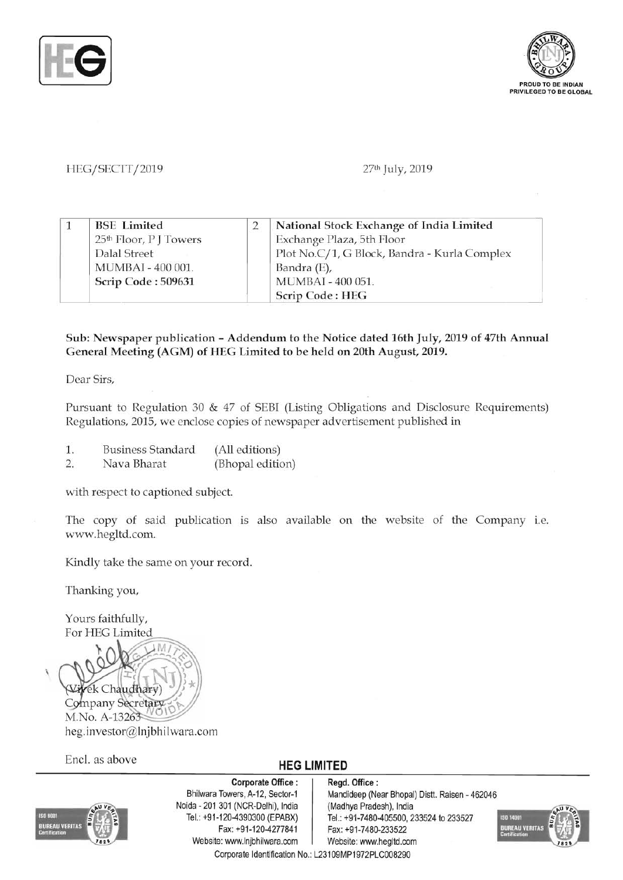HEG/SECTT/2019 27th July, 2019

| 1 | BSE Limited<br>25th Floor, P J Towers<br>Dalal Street<br>MUMBAI - 400 001.<br>**Scrip Code : 509631** | 2 | National Stock Exchange of India Limited<br>Exchange Plaza, 5th Floor<br>Plot No.C/1, G Block, Bandra - Kurla Complex<br>Bandra (E),<br>MUMBAI - 400 051.<br>**Scrip Code : HEG** |
|---|---|---|---|

**Sub: Newspaper publication – Addendum to the Notice dated 16th July, 2019 of 47th Annual General Meeting (AGM) of HEG Limited to be held on 20th August, 2019.**

Dear Sirs,

Pursuant to Regulation 30 & 47 of SEBI (Listing Obligations and Disclosure Requirements) Regulations, 2015, we enclose copies of newspaper advertisement published in

1. Business Standard (All editions)
2. Nava Bharat (Bhopal edition)

with respect to captioned subject.

The copy of said publication is also available on the website of the Company i.e. www.hegltd.com.

Kindly take the same on your record.

Thanking you,

Yours faithfully,
For HEG Limited

(Vivek Chaudhary)
Company Secretary
M.No. A-13263
heg.investor@lnjbhilwara.com

Encl. as above

**HEG LIMITED**

**Corporate Office :**
Bhilwara Towers, A-12, Sector-1
Noida - 201 301 (NCR-Delhi), India
Tel.: +91-120-4390300 (EPABX)
Fax: +91-120-4277841
Website: www.lnjbhilwara.com

**Regd. Office :**
Mandideep (Near Bhopal) Distt. Raisen - 462046
(Madhya Pradesh), India
Tel.: +91-7480-405500, 233524 to 233527
Fax: +91-7480-233522
Website: www.hegltd.com

Corporate Identification No.: L23109MP1972PLC008290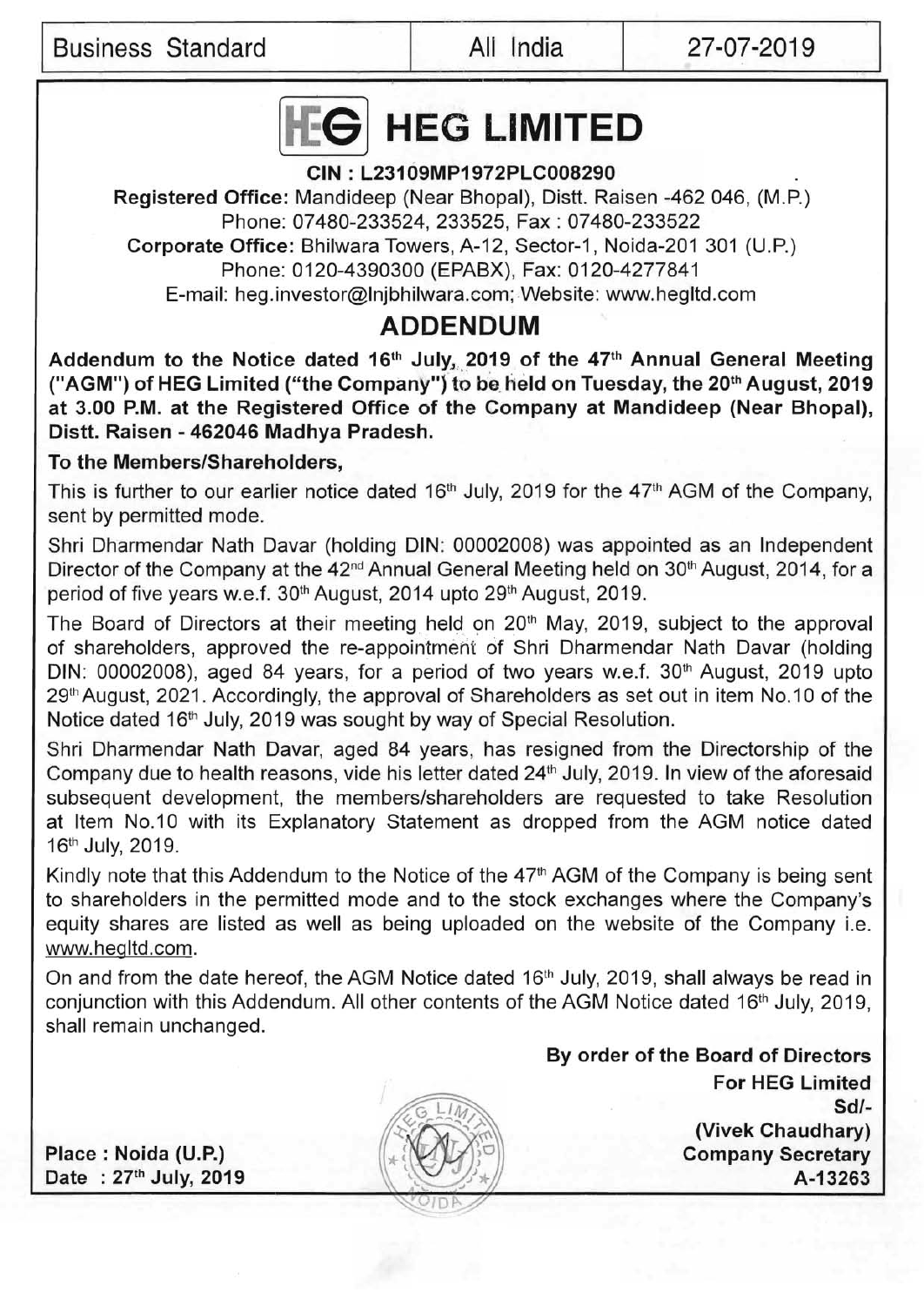| Business Standard | All India | 27-07-2019 |
|---|---|---|

# HEG LIMITED

**CIN : L23109MP1972PLC008290**

**Registered Office:** Mandideep (Near Bhopal), Distt. Raisen -462 046, (M.P.)
Phone: 07480-233524, 233525, Fax : 07480-233522
**Corporate Office:** Bhilwara Towers, A-12, Sector-1, Noida-201 301 (U.P.)
Phone: 0120-4390300 (EPABX), Fax: 0120-4277841
E-mail: heg.investor@lnjbhilwara.com; Website: www.hegltd.com

## ADDENDUM

**Addendum to the Notice dated 16th July, 2019 of the 47th Annual General Meeting ("AGM") of HEG Limited ("the Company") to be held on Tuesday, the 20th August, 2019 at 3.00 P.M. at the Registered Office of the Company at Mandideep (Near Bhopal), Distt. Raisen - 462046 Madhya Pradesh.**

**To the Members/Shareholders,**

This is further to our earlier notice dated 16th July, 2019 for the 47th AGM of the Company, sent by permitted mode.

Shri Dharmendar Nath Davar (holding DIN: 00002008) was appointed as an Independent Director of the Company at the 42nd Annual General Meeting held on 30th August, 2014, for a period of five years w.e.f. 30th August, 2014 upto 29th August, 2019.

The Board of Directors at their meeting held on 20th May, 2019, subject to the approval of shareholders, approved the re-appointment of Shri Dharmendar Nath Davar (holding DIN: 00002008), aged 84 years, for a period of two years w.e.f. 30th August, 2019 upto 29th August, 2021. Accordingly, the approval of Shareholders as set out in item No.10 of the Notice dated 16th July, 2019 was sought by way of Special Resolution.

Shri Dharmendar Nath Davar, aged 84 years, has resigned from the Directorship of the Company due to health reasons, vide his letter dated 24th July, 2019. In view of the aforesaid subsequent development, the members/shareholders are requested to take Resolution at Item No.10 with its Explanatory Statement as dropped from the AGM notice dated 16th July, 2019.

Kindly note that this Addendum to the Notice of the 47th AGM of the Company is being sent to shareholders in the permitted mode and to the stock exchanges where the Company's equity shares are listed as well as being uploaded on the website of the Company i.e. www.hegltd.com.

On and from the date hereof, the AGM Notice dated 16th July, 2019, shall always be read in conjunction with this Addendum. All other contents of the AGM Notice dated 16th July, 2019, shall remain unchanged.

**By order of the Board of Directors**
**For HEG Limited**
**Sd/-**
**(Vivek Chaudhary)**
**Company Secretary**
**A-13263**

**Place : Noida (U.P.)**
**Date : 27th July, 2019**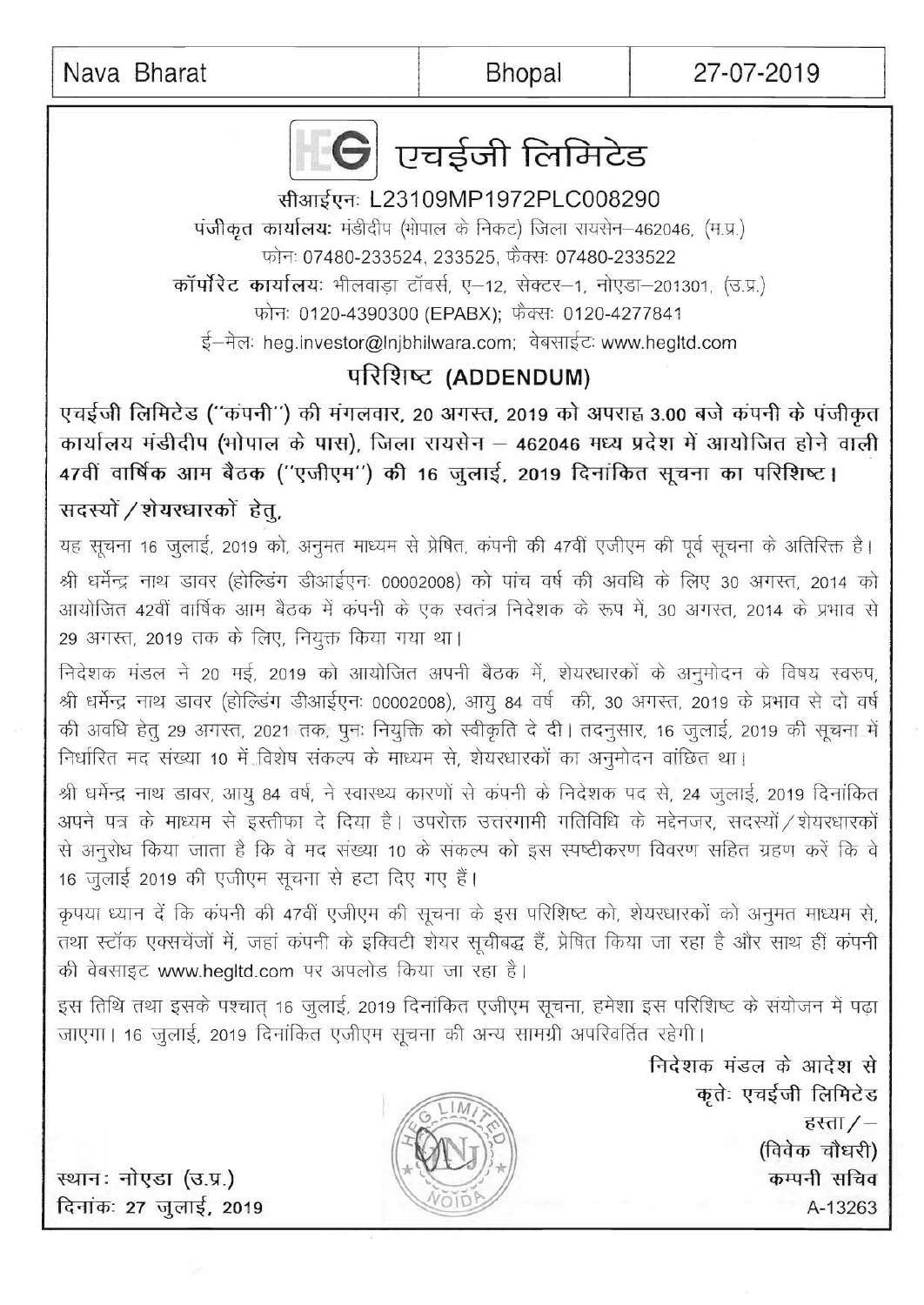| Nava Bharat | Bhopal | 27-07-2019 |
|---|---|---|

# एचईजी लिमिटेड

सीआईएनः L23109MP1972PLC008290

**पंजीकृत कार्यालयः** मंडीदीप (भोपाल के निकट) जिला रायसेन–462046, (म.प्र.)

फोनः 07480-233524, 233525, फैक्सः 07480-233522

**कॉर्पोरेट कार्यालयः** भीलवाड़ा टॉवर्स, ए–12, सेक्टर–1, नोएडा–201301, (उ.प्र.)

फोनः 0120-4390300 (EPABX); फैक्सः 0120-4277841

ई–मेलः heg.investor@lnjbhilwara.com; वेबसाईटः www.hegltd.com

## परिशिष्ट (ADDENDUM)

**एचईजी लिमिटेड ("कंपनी") की मंगलवार, 20 अगस्त, 2019 को अपराह्न 3.00 बजे कंपनी के पंजीकृत कार्यालय मंडीदीप (भोपाल के पास), जिला रायसेन – 462046 मध्य प्रदेश में आयोजित होने वाली 47वीं वार्षिक आम बैठक ("एजीएम") की 16 जुलाई, 2019 दिनांकित सूचना का परिशिष्ट।**

**सदस्यों / शेयरधारकों हेतु,**

यह सूचना 16 जुलाई, 2019 को, अनुमत माध्यम से प्रेषित, कंपनी की 47वीं एजीएम की पूर्व सूचना के अतिरिक्त है।

श्री धर्मेन्द्र नाथ डावर (होल्डिंग डीआईएनः 00002008) को पांच वर्ष की अवधि के लिए 30 अगस्त, 2014 को आयोजित 42वीं वार्षिक आम बैठक में कंपनी के एक स्वतंत्र निदेशक के रूप में, 30 अगस्त, 2014 के प्रभाव से 29 अगस्त, 2019 तक के लिए, नियुक्त किया गया था।

निदेशक मंडल ने 20 मई, 2019 को आयोजित अपनी बैठक में, शेयरधारकों के अनुमोदन के विषय स्वरुप, श्री धर्मेन्द्र नाथ डावर (होल्डिंग डीआईएनः 00002008), आयु 84 वर्ष की, 30 अगस्त, 2019 के प्रभाव से दो वर्ष की अवधि हेतु 29 अगस्त, 2021 तक, पुनः नियुक्ति को स्वीकृति दे दी। तदनुसार, 16 जुलाई, 2019 की सूचना में निर्धारित मद संख्या 10 में विशेष संकल्प के माध्यम से, शेयरधारकों का अनुमोदन वांछित था।

श्री धर्मेन्द्र नाथ डावर, आयु 84 वर्ष, ने स्वास्थ्य कारणों से कंपनी के निदेशक पद से, 24 जुलाई, 2019 दिनांकित अपने पत्र के माध्यम से इस्तीफा दे दिया है। उपरोक्त उत्तरगामी गतिविधि के मद्देनजर, सदस्यों / शेयरधारकों से अनुरोध किया जाता है कि वे मद संख्या 10 के संकल्प को इस स्पष्टीकरण विवरण सहित ग्रहण करें कि वे 16 जुलाई 2019 की एजीएम सूचना से हटा दिए गए हैं।

कृपया ध्यान दें कि कंपनी की 47वीं एजीएम की सूचना के इस परिशिष्ट को, शेयरधारकों को अनुमत माध्यम से, तथा स्टॉक एक्सचेंजों में, जहां कंपनी के इक्विटी शेयर सूचीबद्ध हैं, प्रेषित किया जा रहा है और साथ ही कंपनी की वेबसाइट www.hegltd.com पर अपलोड किया जा रहा है।

इस तिथि तथा इसके पश्चात् 16 जुलाई, 2019 दिनांकित एजीएम सूचना, हमेशा इस परिशिष्ट के संयोजन में पढ़ा जाएगा। 16 जुलाई, 2019 दिनांकित एजीएम सूचना की अन्य सामग्री अपरिवर्तित रहेगी।

**निदेशक मंडल के आदेश से**
**कृतेः एचईजी लिमिटेड**
हस्ता / –
(विवेक चौधरी)
कम्पनी सचिव
A-13263

**स्थानः नोएडा (उ.प्र.)**
**दिनांकः 27 जुलाई, 2019**